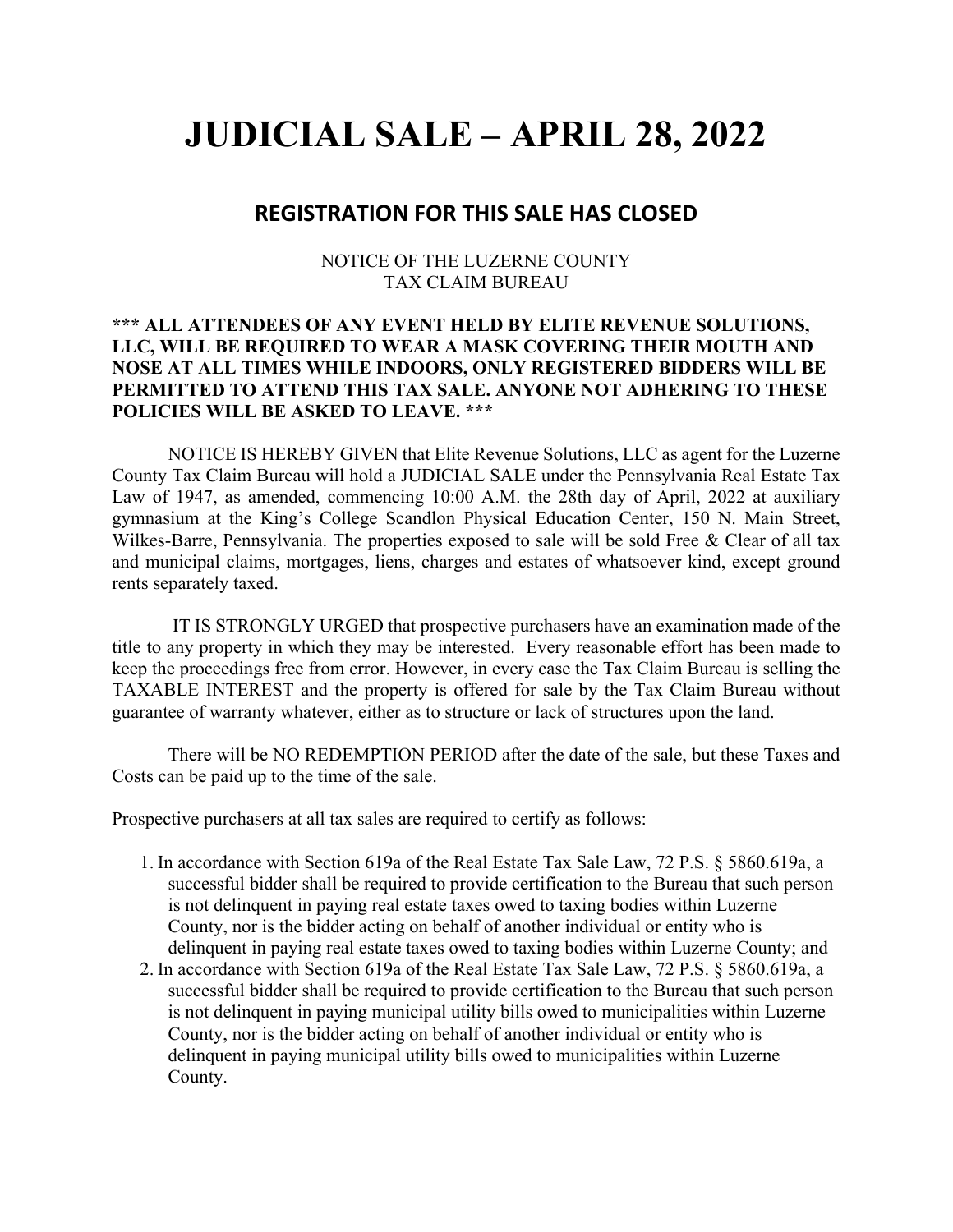# JUDICIAL SALE – APRIL 28, 2022

## REGISTRATION FOR THIS SALE HAS CLOSED

NOTICE OF THE LUZERNE COUNTY
TAX CLAIM BUREAU

**\*\*\* ALL ATTENDEES OF ANY EVENT HELD BY ELITE REVENUE SOLUTIONS, LLC, WILL BE REQUIRED TO WEAR A MASK COVERING THEIR MOUTH AND NOSE AT ALL TIMES WHILE INDOORS, ONLY REGISTERED BIDDERS WILL BE PERMITTED TO ATTEND THIS TAX SALE. ANYONE NOT ADHERING TO THESE POLICIES WILL BE ASKED TO LEAVE. \*\*\***

NOTICE IS HEREBY GIVEN that Elite Revenue Solutions, LLC as agent for the Luzerne County Tax Claim Bureau will hold a JUDICIAL SALE under the Pennsylvania Real Estate Tax Law of 1947, as amended, commencing 10:00 A.M. the 28th day of April, 2022 at auxiliary gymnasium at the King's College Scandlon Physical Education Center, 150 N. Main Street, Wilkes-Barre, Pennsylvania. The properties exposed to sale will be sold Free & Clear of all tax and municipal claims, mortgages, liens, charges and estates of whatsoever kind, except ground rents separately taxed.

IT IS STRONGLY URGED that prospective purchasers have an examination made of the title to any property in which they may be interested. Every reasonable effort has been made to keep the proceedings free from error. However, in every case the Tax Claim Bureau is selling the TAXABLE INTEREST and the property is offered for sale by the Tax Claim Bureau without guarantee of warranty whatever, either as to structure or lack of structures upon the land.

There will be NO REDEMPTION PERIOD after the date of the sale, but these Taxes and Costs can be paid up to the time of the sale.

Prospective purchasers at all tax sales are required to certify as follows:

1. In accordance with Section 619a of the Real Estate Tax Sale Law, 72 P.S. § 5860.619a, a successful bidder shall be required to provide certification to the Bureau that such person is not delinquent in paying real estate taxes owed to taxing bodies within Luzerne County, nor is the bidder acting on behalf of another individual or entity who is delinquent in paying real estate taxes owed to taxing bodies within Luzerne County; and
2. In accordance with Section 619a of the Real Estate Tax Sale Law, 72 P.S. § 5860.619a, a successful bidder shall be required to provide certification to the Bureau that such person is not delinquent in paying municipal utility bills owed to municipalities within Luzerne County, nor is the bidder acting on behalf of another individual or entity who is delinquent in paying municipal utility bills owed to municipalities within Luzerne County.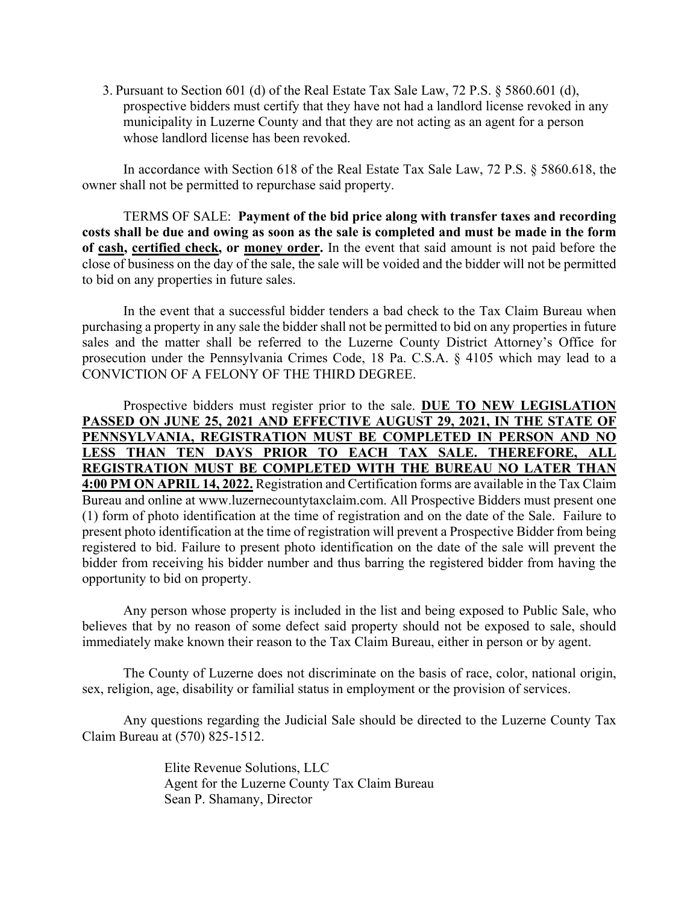3. Pursuant to Section 601 (d) of the Real Estate Tax Sale Law, 72 P.S. § 5860.601 (d), prospective bidders must certify that they have not had a landlord license revoked in any municipality in Luzerne County and that they are not acting as an agent for a person whose landlord license has been revoked.

In accordance with Section 618 of the Real Estate Tax Sale Law, 72 P.S. § 5860.618, the owner shall not be permitted to repurchase said property.

TERMS OF SALE: **Payment of the bid price along with transfer taxes and recording costs shall be due and owing as soon as the sale is completed and must be made in the form of <u>cash</u>, <u>certified check</u>, or <u>money order</u>.** In the event that said amount is not paid before the close of business on the day of the sale, the sale will be voided and the bidder will not be permitted to bid on any properties in future sales.

In the event that a successful bidder tenders a bad check to the Tax Claim Bureau when purchasing a property in any sale the bidder shall not be permitted to bid on any properties in future sales and the matter shall be referred to the Luzerne County District Attorney's Office for prosecution under the Pennsylvania Crimes Code, 18 Pa. C.S.A. § 4105 which may lead to a CONVICTION OF A FELONY OF THE THIRD DEGREE.

Prospective bidders must register prior to the sale. **<u>DUE TO NEW LEGISLATION PASSED ON JUNE 25, 2021 AND EFFECTIVE AUGUST 29, 2021, IN THE STATE OF PENNSYLVANIA, REGISTRATION MUST BE COMPLETED IN PERSON AND NO LESS THAN TEN DAYS PRIOR TO EACH TAX SALE. THEREFORE, ALL REGISTRATION MUST BE COMPLETED WITH THE BUREAU NO LATER THAN 4:00 PM ON APRIL 14, 2022.</u>** Registration and Certification forms are available in the Tax Claim Bureau and online at www.luzernecountytaxclaim.com. All Prospective Bidders must present one (1) form of photo identification at the time of registration and on the date of the Sale. Failure to present photo identification at the time of registration will prevent a Prospective Bidder from being registered to bid. Failure to present photo identification on the date of the sale will prevent the bidder from receiving his bidder number and thus barring the registered bidder from having the opportunity to bid on property.

Any person whose property is included in the list and being exposed to Public Sale, who believes that by no reason of some defect said property should not be exposed to sale, should immediately make known their reason to the Tax Claim Bureau, either in person or by agent.

The County of Luzerne does not discriminate on the basis of race, color, national origin, sex, religion, age, disability or familial status in employment or the provision of services.

Any questions regarding the Judicial Sale should be directed to the Luzerne County Tax Claim Bureau at (570) 825-1512.

Elite Revenue Solutions, LLC
Agent for the Luzerne County Tax Claim Bureau
Sean P. Shamany, Director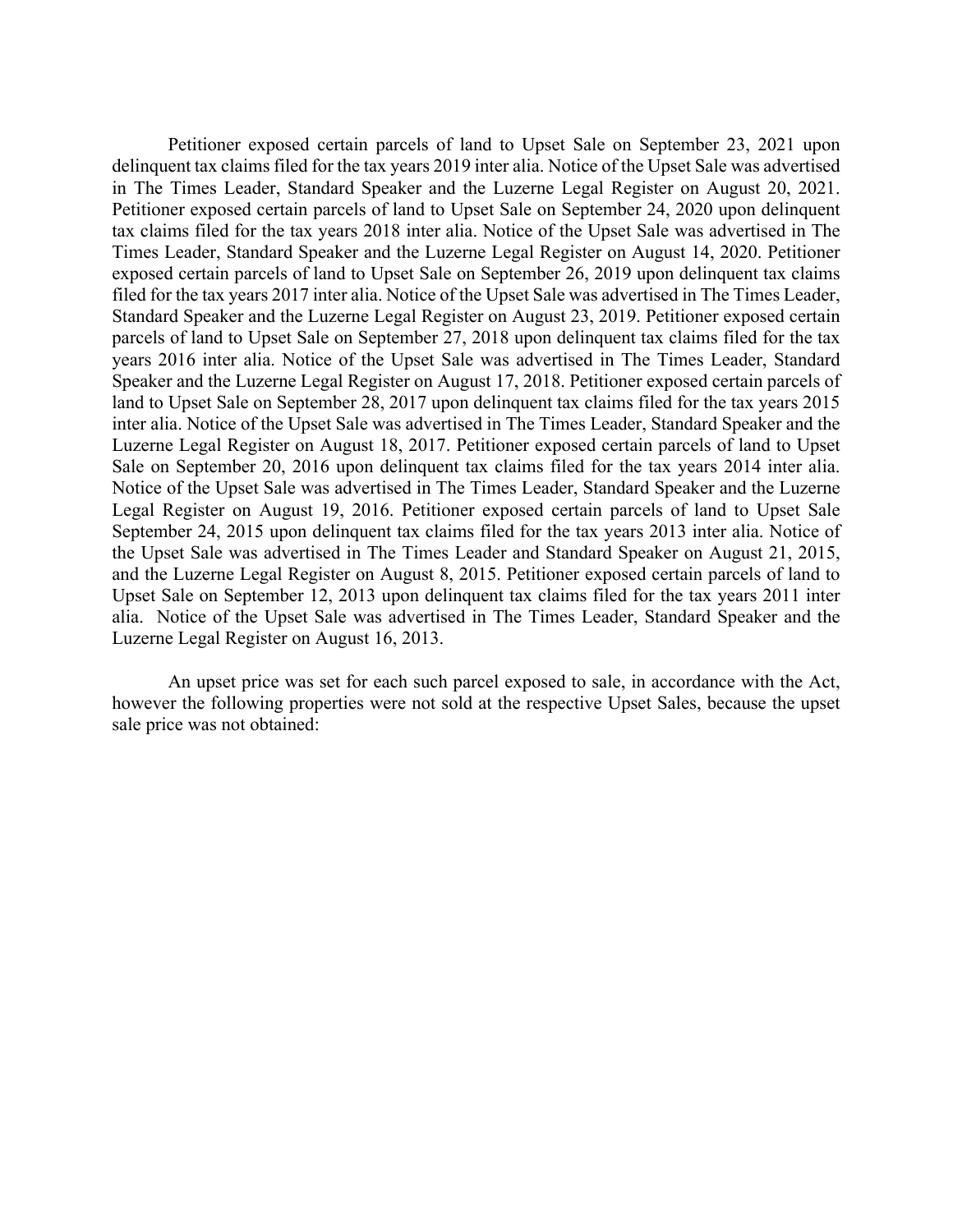Petitioner exposed certain parcels of land to Upset Sale on September 23, 2021 upon delinquent tax claims filed for the tax years 2019 inter alia. Notice of the Upset Sale was advertised in The Times Leader, Standard Speaker and the Luzerne Legal Register on August 20, 2021. Petitioner exposed certain parcels of land to Upset Sale on September 24, 2020 upon delinquent tax claims filed for the tax years 2018 inter alia. Notice of the Upset Sale was advertised in The Times Leader, Standard Speaker and the Luzerne Legal Register on August 14, 2020. Petitioner exposed certain parcels of land to Upset Sale on September 26, 2019 upon delinquent tax claims filed for the tax years 2017 inter alia. Notice of the Upset Sale was advertised in The Times Leader, Standard Speaker and the Luzerne Legal Register on August 23, 2019. Petitioner exposed certain parcels of land to Upset Sale on September 27, 2018 upon delinquent tax claims filed for the tax years 2016 inter alia. Notice of the Upset Sale was advertised in The Times Leader, Standard Speaker and the Luzerne Legal Register on August 17, 2018. Petitioner exposed certain parcels of land to Upset Sale on September 28, 2017 upon delinquent tax claims filed for the tax years 2015 inter alia. Notice of the Upset Sale was advertised in The Times Leader, Standard Speaker and the Luzerne Legal Register on August 18, 2017. Petitioner exposed certain parcels of land to Upset Sale on September 20, 2016 upon delinquent tax claims filed for the tax years 2014 inter alia. Notice of the Upset Sale was advertised in The Times Leader, Standard Speaker and the Luzerne Legal Register on August 19, 2016. Petitioner exposed certain parcels of land to Upset Sale September 24, 2015 upon delinquent tax claims filed for the tax years 2013 inter alia. Notice of the Upset Sale was advertised in The Times Leader and Standard Speaker on August 21, 2015, and the Luzerne Legal Register on August 8, 2015. Petitioner exposed certain parcels of land to Upset Sale on September 12, 2013 upon delinquent tax claims filed for the tax years 2011 inter alia. Notice of the Upset Sale was advertised in The Times Leader, Standard Speaker and the Luzerne Legal Register on August 16, 2013.

An upset price was set for each such parcel exposed to sale, in accordance with the Act, however the following properties were not sold at the respective Upset Sales, because the upset sale price was not obtained: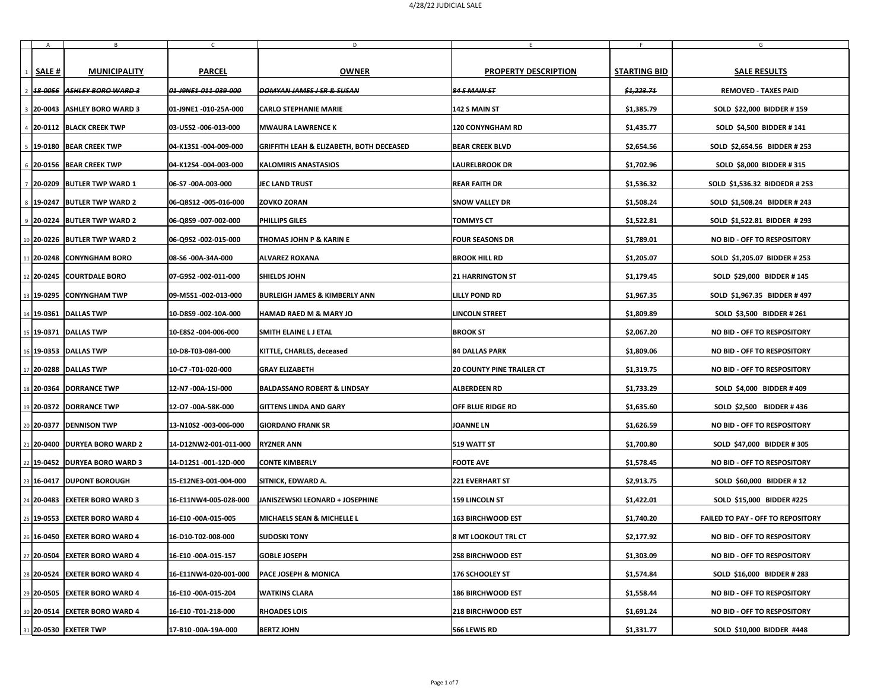# 4/28/22 JUDICIAL SALE

| SALE # | MUNICIPALITY | PARCEL | OWNER | PROPERTY DESCRIPTION | STARTING BID | SALE RESULTS |
|---|---|---|---|---|---|---|
| ~~18-0056~~ | ~~ASHLEY BORO WARD 3~~ | ~~01-J9NE1-011-039-000~~ | ~~DOMYAN JAMES J SR & SUSAN~~ | ~~84 S MAIN ST~~ | ~~$1,223.71~~ | REMOVED - TAXES PAID |
| 20-0043 | ASHLEY BORO WARD 3 | 01-J9NE1 -010-25A-000 | CARLO STEPHANIE MARIE | 142 S MAIN ST | $1,385.79 | SOLD $22,000 BIDDER # 159 |
| 20-0112 | BLACK CREEK TWP | 03-U5S2 -006-013-000 | MWAURA LAWRENCE K | 120 CONYNGHAM RD | $1,435.77 | SOLD $4,500 BIDDER # 141 |
| 19-0180 | BEAR CREEK TWP | 04-K13S1 -004-009-000 | GRIFFITH LEAH & ELIZABETH, BOTH DECEASED | BEAR CREEK BLVD | $2,654.56 | SOLD $2,654.56 BIDDER # 253 |
| 20-0156 | BEAR CREEK TWP | 04-K12S4 -004-003-000 | KALOMIRIS ANASTASIOS | LAURELBROOK DR | $1,702.96 | SOLD $8,000 BIDDER # 315 |
| 20-0209 | BUTLER TWP WARD 1 | 06-S7 -00A-003-000 | JEC LAND TRUST | REAR FAITH DR | $1,536.32 | SOLD $1,536.32 BIDDEDR # 253 |
| 19-0247 | BUTLER TWP WARD 2 | 06-Q8S12 -005-016-000 | ZOVKO ZORAN | SNOW VALLEY DR | $1,508.24 | SOLD $1,508.24 BIDDER # 243 |
| 20-0224 | BUTLER TWP WARD 2 | 06-Q8S9 -007-002-000 | PHILLIPS GILES | TOMMYS CT | $1,522.81 | SOLD $1,522.81 BIDDER # 293 |
| 20-0226 | BUTLER TWP WARD 2 | 06-Q9S2 -002-015-000 | THOMAS JOHN P & KARIN E | FOUR SEASONS DR | $1,789.01 | NO BID - OFF TO RESPOSITORY |
| 20-0248 | CONYNGHAM BORO | 08-S6 -00A-34A-000 | ALVAREZ ROXANA | BROOK HILL RD | $1,205.07 | SOLD $1,205.07 BIDDER # 253 |
| 20-0245 | COURTDALE BORO | 07-G9S2 -002-011-000 | SHIELDS JOHN | 21 HARRINGTON ST | $1,179.45 | SOLD $29,000 BIDDER # 145 |
| 19-0295 | CONYNGHAM TWP | 09-M5S1 -002-013-000 | BURLEIGH JAMES & KIMBERLY ANN | LILLY POND RD | $1,967.35 | SOLD $1,967.35 BIDDER # 497 |
| 19-0361 | DALLAS TWP | 10-D8S9 -002-10A-000 | HAMAD RAED M & MARY JO | LINCOLN STREET | $1,809.89 | SOLD $3,500 BIDDER # 261 |
| 19-0371 | DALLAS TWP | 10-E8S2 -004-006-000 | SMITH ELAINE L J ETAL | BROOK ST | $2,067.20 | NO BID - OFF TO RESPOSITORY |
| 19-0353 | DALLAS TWP | 10-D8-T03-084-000 | KITTLE, CHARLES, deceased | 84 DALLAS PARK | $1,809.06 | NO BID - OFF TO RESPOSITORY |
| 20-0288 | DALLAS TWP | 10-C7 -T01-020-000 | GRAY ELIZABETH | 20 COUNTY PINE TRAILER CT | $1,319.75 | NO BID - OFF TO RESPOSITORY |
| 20-0364 | DORRANCE TWP | 12-N7 -00A-15J-000 | BALDASSANO ROBERT & LINDSAY | ALBERDEEN RD | $1,733.29 | SOLD $4,000 BIDDER # 409 |
| 20-0372 | DORRANCE TWP | 12-O7 -00A-58K-000 | GITTENS LINDA AND GARY | OFF BLUE RIDGE RD | $1,635.60 | SOLD $2,500 BIDDER # 436 |
| 20-0377 | DENNISON TWP | 13-N10S2 -003-006-000 | GIORDANO FRANK SR | JOANNE LN | $1,626.59 | NO BID - OFF TO RESPOSITORY |
| 20-0400 | DURYEA BORO WARD 2 | 14-D12NW2-001-011-000 | RYZNER ANN | 519 WATT ST | $1,700.80 | SOLD $47,000 BIDDER # 305 |
| 19-0452 | DURYEA BORO WARD 3 | 14-D12S1 -001-12D-000 | CONTE KIMBERLY | FOOTE AVE | $1,578.45 | NO BID - OFF TO RESPOSITORY |
| 16-0417 | DUPONT BOROUGH | 15-E12NE3-001-004-000 | SITNICK, EDWARD A. | 221 EVERHART ST | $2,913.75 | SOLD $60,000 BIDDER # 12 |
| 20-0483 | EXETER BORO WARD 3 | 16-E11NW4-005-028-000 | JANISZEWSKI LEONARD + JOSEPHINE | 159 LINCOLN ST | $1,422.01 | SOLD $15,000 BIDDER #225 |
| 19-0553 | EXETER BORO WARD 4 | 16-E10 -00A-015-005 | MICHAELS SEAN & MICHELLE L | 163 BIRCHWOOD EST | $1,740.20 | FAILED TO PAY - OFF TO REPOSITORY |
| 16-0450 | EXETER BORO WARD 4 | 16-D10-T02-008-000 | SUDOSKI TONY | 8 MT LOOKOUT TRL CT | $2,177.92 | NO BID - OFF TO RESPOSITORY |
| 20-0504 | EXETER BORO WARD 4 | 16-E10 -00A-015-157 | GOBLE JOSEPH | 258 BIRCHWOOD EST | $1,303.09 | NO BID - OFF TO RESPOSITORY |
| 20-0524 | EXETER BORO WARD 4 | 16-E11NW4-020-001-000 | PACE JOSEPH & MONICA | 176 SCHOOLEY ST | $1,574.84 | SOLD $16,000 BIDDER # 283 |
| 20-0505 | EXETER BORO WARD 4 | 16-E10 -00A-015-204 | WATKINS CLARA | 186 BIRCHWOOD EST | $1,558.44 | NO BID - OFF TO RESPOSITORY |
| 20-0514 | EXETER BORO WARD 4 | 16-E10 -T01-218-000 | RHOADES LOIS | 218 BIRCHWOOD EST | $1,691.24 | NO BID - OFF TO RESPOSITORY |
| 20-0530 | EXETER TWP | 17-B10 -00A-19A-000 | BERTZ JOHN | 566 LEWIS RD | $1,331.77 | SOLD $10,000 BIDDER #448 |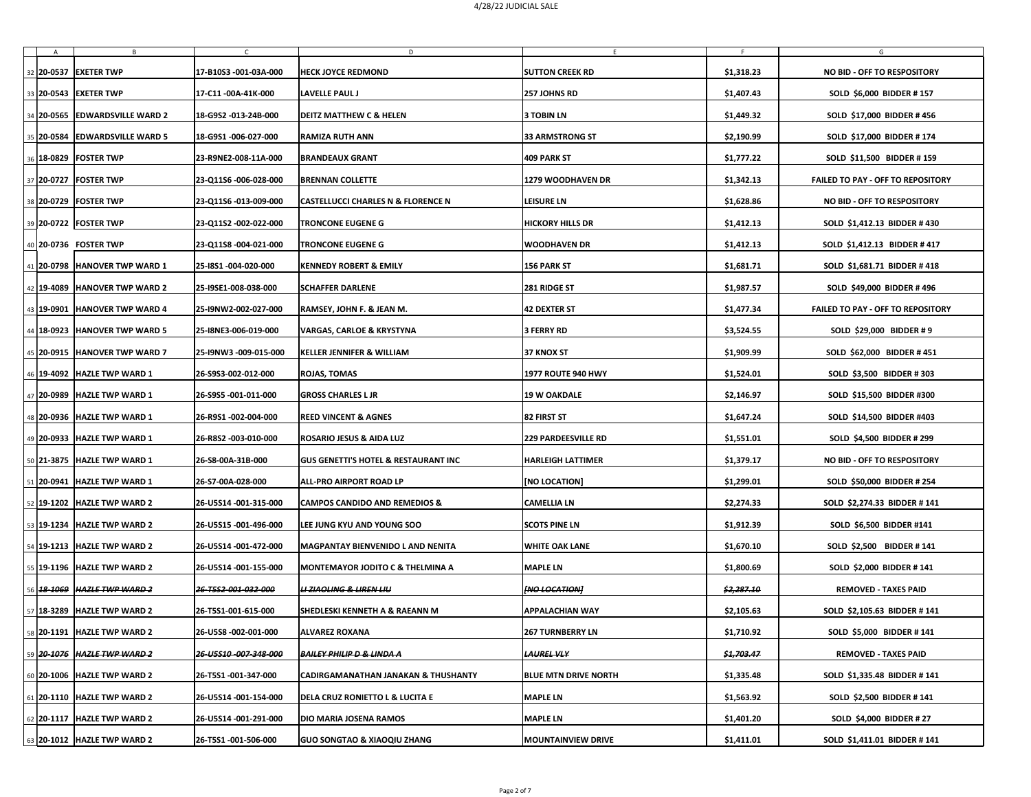# 4/28/22 JUDICIAL SALE

| | A | B | C | D | E | F | G |
|---|---|---|---|---|---|---|---|
| 32 | **20-0537** | **EXETER TWP** | **17-B10S3 -001-03A-000** | **HECK JOYCE REDMOND** | **SUTTON CREEK RD** | **$1,318.23** | **NO BID - OFF TO RESPOSITORY** |
| 33 | **20-0543** | **EXETER TWP** | **17-C11 -00A-41K-000** | **LAVELLE PAUL J** | **257 JOHNS RD** | **$1,407.43** | **SOLD $6,000 BIDDER # 157** |
| 34 | **20-0565** | **EDWARDSVILLE WARD 2** | **18-G9S2 -013-24B-000** | **DEITZ MATTHEW C & HELEN** | **3 TOBIN LN** | **$1,449.32** | **SOLD $17,000 BIDDER # 456** |
| 35 | **20-0584** | **EDWARDSVILLE WARD 5** | **18-G9S1 -006-027-000** | **RAMIZA RUTH ANN** | **33 ARMSTRONG ST** | **$2,190.99** | **SOLD $17,000 BIDDER # 174** |
| 36 | **18-0829** | **FOSTER TWP** | **23-R9NE2-008-11A-000** | **BRANDEAUX GRANT** | **409 PARK ST** | **$1,777.22** | **SOLD $11,500 BIDDER # 159** |
| 37 | **20-0727** | **FOSTER TWP** | **23-Q11S6 -006-028-000** | **BRENNAN COLLETTE** | **1279 WOODHAVEN DR** | **$1,342.13** | **FAILED TO PAY - OFF TO REPOSITORY** |
| 38 | **20-0729** | **FOSTER TWP** | **23-Q11S6 -013-009-000** | **CASTELLUCCI CHARLES N & FLORENCE N** | **LEISURE LN** | **$1,628.86** | **NO BID - OFF TO RESPOSITORY** |
| 39 | **20-0722** | **FOSTER TWP** | **23-Q11S2 -002-022-000** | **TRONCONE EUGENE G** | **HICKORY HILLS DR** | **$1,412.13** | **SOLD $1,412.13 BIDDER # 430** |
| 40 | **20-0736** | **FOSTER TWP** | **23-Q11S8 -004-021-000** | **TRONCONE EUGENE G** | **WOODHAVEN DR** | **$1,412.13** | **SOLD $1,412.13 BIDDER # 417** |
| 41 | **20-0798** | **HANOVER TWP WARD 1** | **25-I8S1 -004-020-000** | **KENNEDY ROBERT & EMILY** | **156 PARK ST** | **$1,681.71** | **SOLD $1,681.71 BIDDER # 418** |
| 42 | **19-4089** | **HANOVER TWP WARD 2** | **25-I9SE1-008-038-000** | **SCHAFFER DARLENE** | **281 RIDGE ST** | **$1,987.57** | **SOLD $49,000 BIDDER # 496** |
| 43 | **19-0901** | **HANOVER TWP WARD 4** | **25-I9NW2-002-027-000** | **RAMSEY, JOHN F. & JEAN M.** | **42 DEXTER ST** | **$1,477.34** | **FAILED TO PAY - OFF TO REPOSITORY** |
| 44 | **18-0923** | **HANOVER TWP WARD 5** | **25-I8NE3-006-019-000** | **VARGAS, CARLOE & KRYSTYNA** | **3 FERRY RD** | **$3,524.55** | **SOLD $29,000 BIDDER # 9** |
| 45 | **20-0915** | **HANOVER TWP WARD 7** | **25-I9NW3 -009-015-000** | **KELLER JENNIFER & WILLIAM** | **37 KNOX ST** | **$1,909.99** | **SOLD $62,000 BIDDER # 451** |
| 46 | **19-4092** | **HAZLE TWP WARD 1** | **26-S9S3-002-012-000** | **ROJAS, TOMAS** | **1977 ROUTE 940 HWY** | **$1,524.01** | **SOLD $3,500 BIDDER # 303** |
| 47 | **20-0989** | **HAZLE TWP WARD 1** | **26-S9S5 -001-011-000** | **GROSS CHARLES L JR** | **19 W OAKDALE** | **$2,146.97** | **SOLD $15,500 BIDDER #300** |
| 48 | **20-0936** | **HAZLE TWP WARD 1** | **26-R9S1 -002-004-000** | **REED VINCENT & AGNES** | **82 FIRST ST** | **$1,647.24** | **SOLD $14,500 BIDDER #403** |
| 49 | **20-0933** | **HAZLE TWP WARD 1** | **26-R8S2 -003-010-000** | **ROSARIO JESUS & AIDA LUZ** | **229 PARDEESVILLE RD** | **$1,551.01** | **SOLD $4,500 BIDDER # 299** |
| 50 | **21-3875** | **HAZLE TWP WARD 1** | **26-S8-00A-31B-000** | **GUS GENETTI'S HOTEL & RESTAURANT INC** | **HARLEIGH LATTIMER** | **$1,379.17** | **NO BID - OFF TO RESPOSITORY** |
| 51 | **20-0941** | **HAZLE TWP WARD 1** | **26-S7-00A-028-000** | **ALL-PRO AIRPORT ROAD LP** | **[NO LOCATION]** | **$1,299.01** | **SOLD $50,000 BIDDER # 254** |
| 52 | **19-1202** | **HAZLE TWP WARD 2** | **26-U5S14 -001-315-000** | **CAMPOS CANDIDO AND REMEDIOS &** | **CAMELLIA LN** | **$2,274.33** | **SOLD $2,274.33 BIDDER # 141** |
| 53 | **19-1234** | **HAZLE TWP WARD 2** | **26-U5S15 -001-496-000** | **LEE JUNG KYU AND YOUNG SOO** | **SCOTS PINE LN** | **$1,912.39** | **SOLD $6,500 BIDDER #141** |
| 54 | **19-1213** | **HAZLE TWP WARD 2** | **26-U5S14 -001-472-000** | **MAGPANTAY BIENVENIDO L AND NENITA** | **WHITE OAK LANE** | **$1,670.10** | **SOLD $2,500 BIDDER # 141** |
| 55 | **19-1196** | **HAZLE TWP WARD 2** | **26-U5S14 -001-155-000** | **MONTEMAYOR JODITO C & THELMINA A** | **MAPLE LN** | **$1,800.69** | **SOLD $2,000 BIDDER # 141** |
| 56 | ~~***18-1069***~~ | ~~***HAZLE TWP WARD 2***~~ | ~~***26-T5S2-001-032-000***~~ | ~~***LI ZIAOLING & LIREN LIU***~~ | ~~***[NO LOCATION]***~~ | ~~***$2,287.10***~~ | **REMOVED - TAXES PAID** |
| 57 | **18-3289** | **HAZLE TWP WARD 2** | **26-T5S1-001-615-000** | **SHEDLESKI KENNETH A & RAEANN M** | **APPALACHIAN WAY** | **$2,105.63** | **SOLD $2,105.63 BIDDER # 141** |
| 58 | **20-1191** | **HAZLE TWP WARD 2** | **26-U5S8 -002-001-000** | **ALVAREZ ROXANA** | **267 TURNBERRY LN** | **$1,710.92** | **SOLD $5,000 BIDDER # 141** |
| 59 | ~~***20-1076***~~ | ~~***HAZLE TWP WARD 2***~~ | ~~***26-U5S10 -007-348-000***~~ | ~~***BAILEY PHILIP D & LINDA A***~~ | ~~***LAUREL VLY***~~ | ~~***$1,703.47***~~ | **REMOVED - TAXES PAID** |
| 60 | **20-1006** | **HAZLE TWP WARD 2** | **26-T5S1 -001-347-000** | **CADIRGAMANATHAN JANAKAN & THUSHANTY** | **BLUE MTN DRIVE NORTH** | **$1,335.48** | **SOLD $1,335.48 BIDDER # 141** |
| 61 | **20-1110** | **HAZLE TWP WARD 2** | **26-U5S14 -001-154-000** | **DELA CRUZ RONIETTO L & LUCITA E** | **MAPLE LN** | **$1,563.92** | **SOLD $2,500 BIDDER # 141** |
| 62 | **20-1117** | **HAZLE TWP WARD 2** | **26-U5S14 -001-291-000** | **DIO MARIA JOSENA RAMOS** | **MAPLE LN** | **$1,401.20** | **SOLD $4,000 BIDDER # 27** |
| 63 | **20-1012** | **HAZLE TWP WARD 2** | **26-T5S1 -001-506-000** | **GUO SONGTAO & XIAOQIU ZHANG** | **MOUNTAINVIEW DRIVE** | **$1,411.01** | **SOLD $1,411.01 BIDDER # 141** |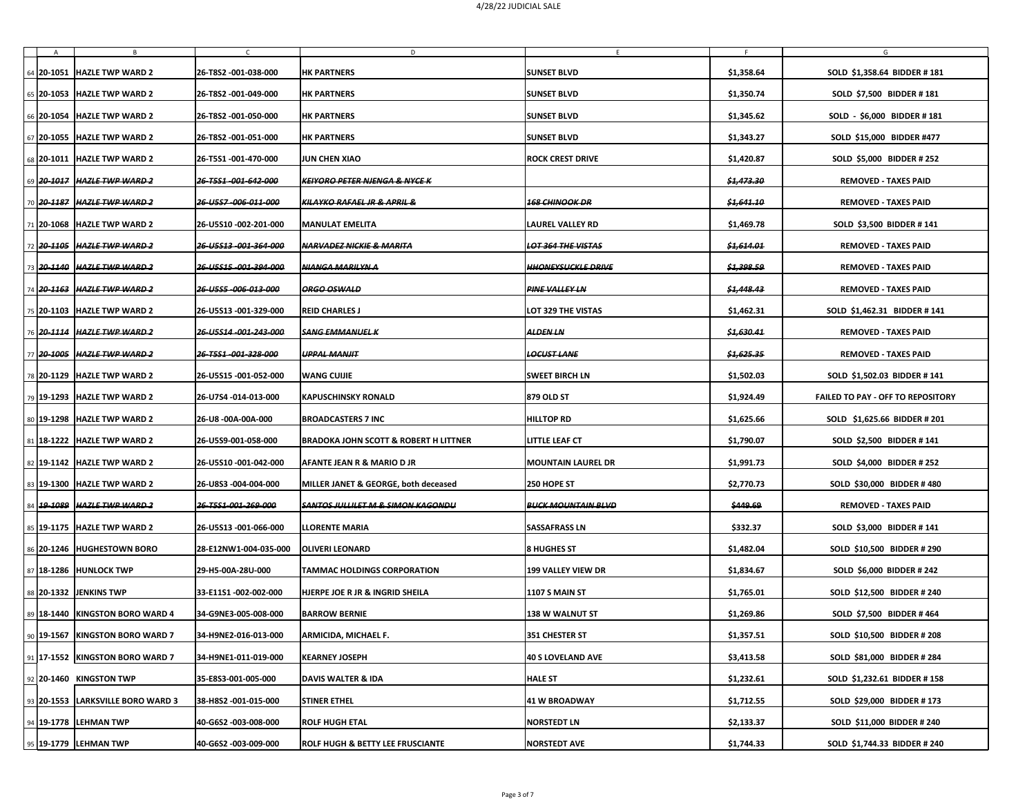# 4/28/22 JUDICIAL SALE

| | A | B | C | D | E | F | G |
|---|---|---|---|---|---|---|---|
| 64 | 20-1051 | HAZLE TWP WARD 2 | 26-T8S2 -001-038-000 | HK PARTNERS | SUNSET BLVD | $1,358.64 | SOLD $1,358.64 BIDDER # 181 |
| 65 | 20-1053 | HAZLE TWP WARD 2 | 26-T8S2 -001-049-000 | HK PARTNERS | SUNSET BLVD | $1,350.74 | SOLD $7,500 BIDDER # 181 |
| 66 | 20-1054 | HAZLE TWP WARD 2 | 26-T8S2 -001-050-000 | HK PARTNERS | SUNSET BLVD | $1,345.62 | SOLD - $6,000 BIDDER # 181 |
| 67 | 20-1055 | HAZLE TWP WARD 2 | 26-T8S2 -001-051-000 | HK PARTNERS | SUNSET BLVD | $1,343.27 | SOLD $15,000 BIDDER #477 |
| 68 | 20-1011 | HAZLE TWP WARD 2 | 26-T5S1 -001-470-000 | JUN CHEN XIAO | ROCK CREST DRIVE | $1,420.87 | SOLD $5,000 BIDDER # 252 |
| 69 | ~~20-1017~~ | ~~HAZLE TWP WARD 2~~ | ~~26-T5S1 -001-642-000~~ | ~~KEIYORO PETER NJENGA & NYCE K~~ | | ~~$1,473.30~~ | REMOVED - TAXES PAID |
| 70 | ~~20-1187~~ | ~~HAZLE TWP WARD 2~~ | ~~26-U5S7 -006-011-000~~ | ~~KILAYKO RAFAEL JR & APRIL &~~ | ~~168 CHINOOK DR~~ | ~~$1,641.10~~ | REMOVED - TAXES PAID |
| 71 | 20-1068 | HAZLE TWP WARD 2 | 26-U5S10 -002-201-000 | MANULAT EMELITA | LAUREL VALLEY RD | $1,469.78 | SOLD $3,500 BIDDER # 141 |
| 72 | ~~20-1105~~ | ~~HAZLE TWP WARD 2~~ | ~~26-U5S13 -001-364-000~~ | ~~NARVADEZ NICKIE & MARITA~~ | ~~LOT 364 THE VISTAS~~ | ~~$1,614.01~~ | REMOVED - TAXES PAID |
| 73 | ~~20-1140~~ | ~~HAZLE TWP WARD 2~~ | ~~26-U5S15 -001-394-000~~ | ~~NJANGA MARILYN A~~ | ~~HHONEYSUCKLE DRIVE~~ | ~~$1,398.59~~ | REMOVED - TAXES PAID |
| 74 | ~~20-1163~~ | ~~HAZLE TWP WARD 2~~ | ~~26-U5S5 -006-013-000~~ | ~~ORGO OSWALD~~ | ~~PINE VALLEY LN~~ | ~~$1,448.43~~ | REMOVED - TAXES PAID |
| 75 | 20-1103 | HAZLE TWP WARD 2 | 26-U5S13 -001-329-000 | REID CHARLES J | LOT 329 THE VISTAS | $1,462.31 | SOLD $1,462.31 BIDDER # 141 |
| 76 | ~~20-1114~~ | ~~HAZLE TWP WARD 2~~ | ~~26-U5S14 -001-243-000~~ | ~~SANG EMMANUEL K~~ | ~~ALDEN LN~~ | ~~$1,630.41~~ | REMOVED - TAXES PAID |
| 77 | ~~20-1005~~ | ~~HAZLE TWP WARD 2~~ | ~~26-T5S1 -001-328-000~~ | ~~UPPAL MANJIT~~ | ~~LOCUST LANE~~ | ~~$1,625.35~~ | REMOVED - TAXES PAID |
| 78 | 20-1129 | HAZLE TWP WARD 2 | 26-U5S15 -001-052-000 | WANG CUIJIE | SWEET BIRCH LN | $1,502.03 | SOLD $1,502.03 BIDDER # 141 |
| 79 | 19-1293 | HAZLE TWP WARD 2 | 26-U7S4 -014-013-000 | KAPUSCHINSKY RONALD | 879 OLD ST | $1,924.49 | FAILED TO PAY - OFF TO REPOSITORY |
| 80 | 19-1298 | HAZLE TWP WARD 2 | 26-U8 -00A-00A-000 | BROADCASTERS 7 INC | HILLTOP RD | $1,625.66 | SOLD $1,625.66 BIDDER # 201 |
| 81 | 18-1222 | HAZLE TWP WARD 2 | 26-U5S9-001-058-000 | BRADOKA JOHN SCOTT & ROBERT H LITTNER | LITTLE LEAF CT | $1,790.07 | SOLD $2,500 BIDDER # 141 |
| 82 | 19-1142 | HAZLE TWP WARD 2 | 26-U5S10 -001-042-000 | AFANTE JEAN R & MARIO D JR | MOUNTAIN LAUREL DR | $1,991.73 | SOLD $4,000 BIDDER # 252 |
| 83 | 19-1300 | HAZLE TWP WARD 2 | 26-U8S3 -004-004-000 | MILLER JANET & GEORGE, both deceased | 250 HOPE ST | $2,770.73 | SOLD $30,000 BIDDER # 480 |
| 84 | ~~19-1089~~ | ~~HAZLE TWP WARD 2~~ | ~~26-T5S1-001-269-000~~ | ~~SANTOS JULLILET M & SIMON KAGONDU~~ | ~~BUCK MOUNTAIN BLVD~~ | ~~$449.69~~ | REMOVED - TAXES PAID |
| 85 | 19-1175 | HAZLE TWP WARD 2 | 26-U5S13 -001-066-000 | LLORENTE MARIA | SASSAFRASS LN | $332.37 | SOLD $3,000 BIDDER # 141 |
| 86 | 20-1246 | HUGHESTOWN BORO | 28-E12NW1-004-035-000 | OLIVERI LEONARD | 8 HUGHES ST | $1,482.04 | SOLD $10,500 BIDDER # 290 |
| 87 | 18-1286 | HUNLOCK TWP | 29-H5-00A-28U-000 | TAMMAC HOLDINGS CORPORATION | 199 VALLEY VIEW DR | $1,834.67 | SOLD $6,000 BIDDER # 242 |
| 88 | 20-1332 | JENKINS TWP | 33-E11S1 -002-002-000 | HJERPE JOE R JR & INGRID SHEILA | 1107 S MAIN ST | $1,765.01 | SOLD $12,500 BIDDER # 240 |
| 89 | 18-1440 | KINGSTON BORO WARD 4 | 34-G9NE3-005-008-000 | BARROW BERNIE | 138 W WALNUT ST | $1,269.86 | SOLD $7,500 BIDDER # 464 |
| 90 | 19-1567 | KINGSTON BORO WARD 7 | 34-H9NE2-016-013-000 | ARMICIDA, MICHAEL F. | 351 CHESTER ST | $1,357.51 | SOLD $10,500 BIDDER # 208 |
| 91 | 17-1552 | KINGSTON BORO WARD 7 | 34-H9NE1-011-019-000 | KEARNEY JOSEPH | 40 S LOVELAND AVE | $3,413.58 | SOLD $81,000 BIDDER # 284 |
| 92 | 20-1460 | KINGSTON TWP | 35-E8S3-001-005-000 | DAVIS WALTER & IDA | HALE ST | $1,232.61 | SOLD $1,232.61 BIDDER # 158 |
| 93 | 20-1553 | LARKSVILLE BORO WARD 3 | 38-H8S2 -001-015-000 | STINER ETHEL | 41 W BROADWAY | $1,712.55 | SOLD $29,000 BIDDER # 173 |
| 94 | 19-1778 | LEHMAN TWP | 40-G6S2 -003-008-000 | ROLF HUGH ETAL | NORSTEDT LN | $2,133.37 | SOLD $11,000 BIDDER # 240 |
| 95 | 19-1779 | LEHMAN TWP | 40-G6S2 -003-009-000 | ROLF HUGH & BETTY LEE FRUSCIANTE | NORSTEDT AVE | $1,744.33 | SOLD $1,744.33 BIDDER # 240 |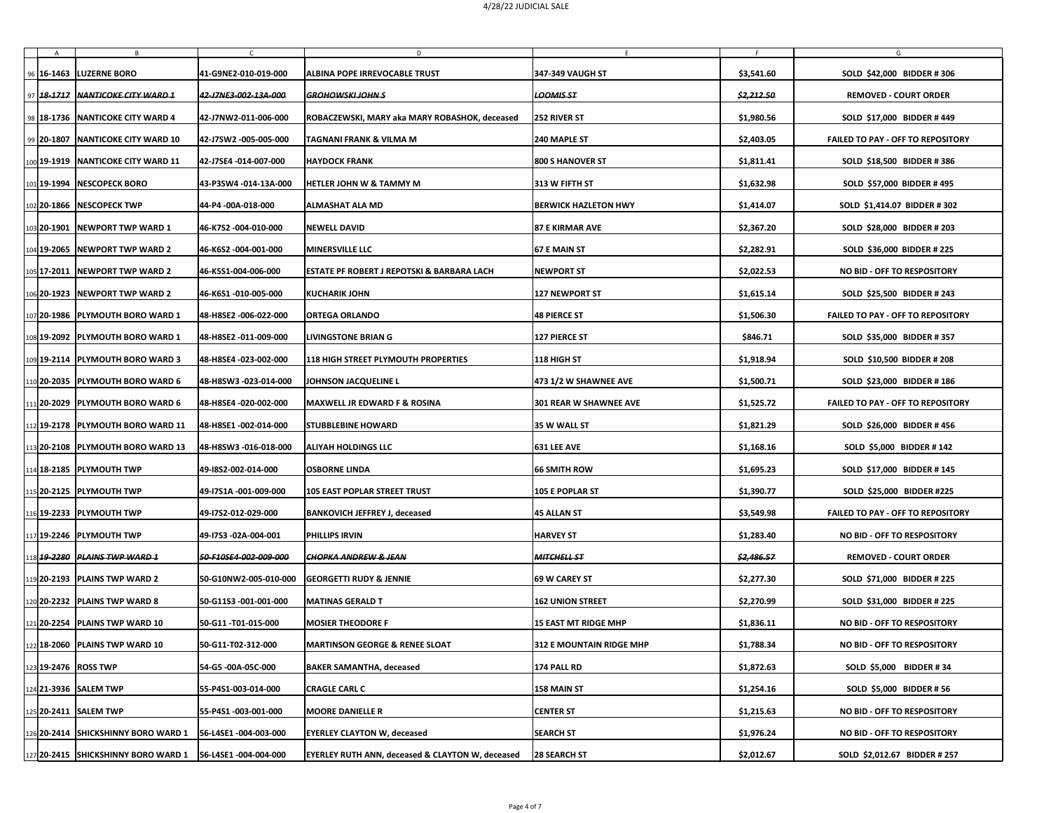4/28/22 JUDICIAL SALE

| | A | B | C | D | E | F | G |
|---|---|---|---|---|---|---|---|
| 96 | **16-1463** | **LUZERNE BORO** | **41-G9NE2-010-019-000** | **ALBINA POPE IRREVOCABLE TRUST** | **347-349 VAUGH ST** | **$3,541.60** | **SOLD $42,000 BIDDER # 306** |
| 97 | ~~***18-1717***~~ | ~~***NANTICOKE CITY WARD 1***~~ | ~~***42-J7NE3-002-13A-000***~~ | ~~***GROHOWSKI JOHN S***~~ | ~~***LOOMIS ST***~~ | ~~***$2,212.50***~~ | **REMOVED - COURT ORDER** |
| 98 | **18-1736** | **NANTICOKE CITY WARD 4** | **42-J7NW2-011-006-000** | **ROBACZEWSKI, MARY aka MARY ROBASHOK, deceased** | **252 RIVER ST** | **$1,980.56** | **SOLD $17,000 BIDDER # 449** |
| 99 | **20-1807** | **NANTICOKE CITY WARD 10** | **42-J7SW2 -005-005-000** | **TAGNANI FRANK & VILMA M** | **240 MAPLE ST** | **$2,403.05** | **FAILED TO PAY - OFF TO REPOSITORY** |
| 100 | **19-1919** | **NANTICOKE CITY WARD 11** | **42-J7SE4 -014-007-000** | **HAYDOCK FRANK** | **800 S HANOVER ST** | **$1,811.41** | **SOLD $18,500 BIDDER # 386** |
| 101 | **19-1994** | **NESCOPECK BORO** | **43-P3SW4 -014-13A-000** | **HETLER JOHN W & TAMMY M** | **313 W FIFTH ST** | **$1,632.98** | **SOLD $57,000 BIDDER # 495** |
| 102 | **20-1866** | **NESCOPECK TWP** | **44-P4 -00A-018-000** | **ALMASHAT ALA MD** | **BERWICK HAZLETON HWY** | **$1,414.07** | **SOLD $1,414.07 BIDDER # 302** |
| 103 | **20-1901** | **NEWPORT TWP WARD 1** | **46-K7S2 -004-010-000** | **NEWELL DAVID** | **87 E KIRMAR AVE** | **$2,367.20** | **SOLD $28,000 BIDDER # 203** |
| 104 | **19-2065** | **NEWPORT TWP WARD 2** | **46-K6S2 -004-001-000** | **MINERSVILLE LLC** | **67 E MAIN ST** | **$2,282.91** | **SOLD $36,000 BIDDER # 225** |
| 105 | **17-2011** | **NEWPORT TWP WARD 2** | **46-K5S1-004-006-000** | **ESTATE PF ROBERT J REPOTSKI & BARBARA LACH** | **NEWPORT ST** | **$2,022.53** | **NO BID - OFF TO RESPOSITORY** |
| 106 | **20-1923** | **NEWPORT TWP WARD 2** | **46-K6S1 -010-005-000** | **KUCHARIK JOHN** | **127 NEWPORT ST** | **$1,615.14** | **SOLD $25,500 BIDDER # 243** |
| 107 | **20-1986** | **PLYMOUTH BORO WARD 1** | **48-H8SE2 -006-022-000** | **ORTEGA ORLANDO** | **48 PIERCE ST** | **$1,506.30** | **FAILED TO PAY - OFF TO REPOSITORY** |
| 108 | **19-2092** | **PLYMOUTH BORO WARD 1** | **48-H8SE2 -011-009-000** | **LIVINGSTONE BRIAN G** | **127 PIERCE ST** | **$846.71** | **SOLD $35,000 BIDDER # 357** |
| 109 | **19-2114** | **PLYMOUTH BORO WARD 3** | **48-H8SE4 -023-002-000** | **118 HIGH STREET PLYMOUTH PROPERTIES** | **118 HIGH ST** | **$1,918.94** | **SOLD $10,500 BIDDER # 208** |
| 110 | **20-2035** | **PLYMOUTH BORO WARD 6** | **48-H8SW3 -023-014-000** | **JOHNSON JACQUELINE L** | **473 1/2 W SHAWNEE AVE** | **$1,500.71** | **SOLD $23,000 BIDDER # 186** |
| 111 | **20-2029** | **PLYMOUTH BORO WARD 6** | **48-H8SE4 -020-002-000** | **MAXWELL JR EDWARD F & ROSINA** | **301 REAR W SHAWNEE AVE** | **$1,525.72** | **FAILED TO PAY - OFF TO REPOSITORY** |
| 112 | **19-2178** | **PLYMOUTH BORO WARD 11** | **48-H8SE1 -002-014-000** | **STUBBLEBINE HOWARD** | **35 W WALL ST** | **$1,821.29** | **SOLD $26,000 BIDDER # 456** |
| 113 | **20-2108** | **PLYMOUTH BORO WARD 13** | **48-H8SW3 -016-018-000** | **ALIYAH HOLDINGS LLC** | **631 LEE AVE** | **$1,168.16** | **SOLD $5,000 BIDDER # 142** |
| 114 | **18-2185** | **PLYMOUTH TWP** | **49-I8S2-002-014-000** | **OSBORNE LINDA** | **66 SMITH ROW** | **$1,695.23** | **SOLD $17,000 BIDDER # 145** |
| 115 | **20-2125** | **PLYMOUTH TWP** | **49-I7S1A -001-009-000** | **105 EAST POPLAR STREET TRUST** | **105 E POPLAR ST** | **$1,390.77** | **SOLD $25,000 BIDDER #225** |
| 116 | **19-2233** | **PLYMOUTH TWP** | **49-I7S2-012-029-000** | **BANKOVICH JEFFREY J, deceased** | **45 ALLAN ST** | **$3,549.98** | **FAILED TO PAY - OFF TO REPOSITORY** |
| 117 | **19-2246** | **PLYMOUTH TWP** | **49-I7S3 -02A-004-001** | **PHILLIPS IRVIN** | **HARVEY ST** | **$1,283.40** | **NO BID - OFF TO RESPOSITORY** |
| 118 | ~~***19-2280***~~ | ~~***PLAINS TWP WARD 1***~~ | ~~***50-F10SE4-002-009-000***~~ | ~~***CHOPKA ANDREW & JEAN***~~ | ~~***MITCHELL ST***~~ | ~~***$2,486.57***~~ | **REMOVED - COURT ORDER** |
| 119 | **20-2193** | **PLAINS TWP WARD 2** | **50-G10NW2-005-010-000** | **GEORGETTI RUDY & JENNIE** | **69 W CAREY ST** | **$2,277.30** | **SOLD $71,000 BIDDER # 225** |
| 120 | **20-2232** | **PLAINS TWP WARD 8** | **50-G11S3 -001-001-000** | **MATINAS GERALD T** | **162 UNION STREET** | **$2,270.99** | **SOLD $31,000 BIDDER # 225** |
| 121 | **20-2254** | **PLAINS TWP WARD 10** | **50-G11 -T01-015-000** | **MOSIER THEODORE F** | **15 EAST MT RIDGE MHP** | **$1,836.11** | **NO BID - OFF TO RESPOSITORY** |
| 122 | **18-2060** | **PLAINS TWP WARD 10** | **50-G11-T02-312-000** | **MARTINSON GEORGE & RENEE SLOAT** | **312 E MOUNTAIN RIDGE MHP** | **$1,788.34** | **NO BID - OFF TO RESPOSITORY** |
| 123 | **19-2476** | **ROSS TWP** | **54-G5 -00A-05C-000** | **BAKER SAMANTHA, deceased** | **174 PALL RD** | **$1,872.63** | **SOLD $5,000 BIDDER # 34** |
| 124 | **21-3936** | **SALEM TWP** | **55-P4S1-003-014-000** | **CRAGLE CARL C** | **158 MAIN ST** | **$1,254.16** | **SOLD $5,000 BIDDER # 56** |
| 125 | **20-2411** | **SALEM TWP** | **55-P4S1 -003-001-000** | **MOORE DANIELLE R** | **CENTER ST** | **$1,215.63** | **NO BID - OFF TO RESPOSITORY** |
| 126 | **20-2414** | **SHICKSHINNY BORO WARD 1** | **56-L4SE1 -004-003-000** | **EYERLEY CLAYTON W, deceased** | **SEARCH ST** | **$1,976.24** | **NO BID - OFF TO RESPOSITORY** |
| 127 | **20-2415** | **SHICKSHINNY BORO WARD 1** | **56-L4SE1 -004-004-000** | **EYERLEY RUTH ANN, deceased & CLAYTON W, deceased** | **28 SEARCH ST** | **$2,012.67** | **SOLD $2,012.67 BIDDER # 257** |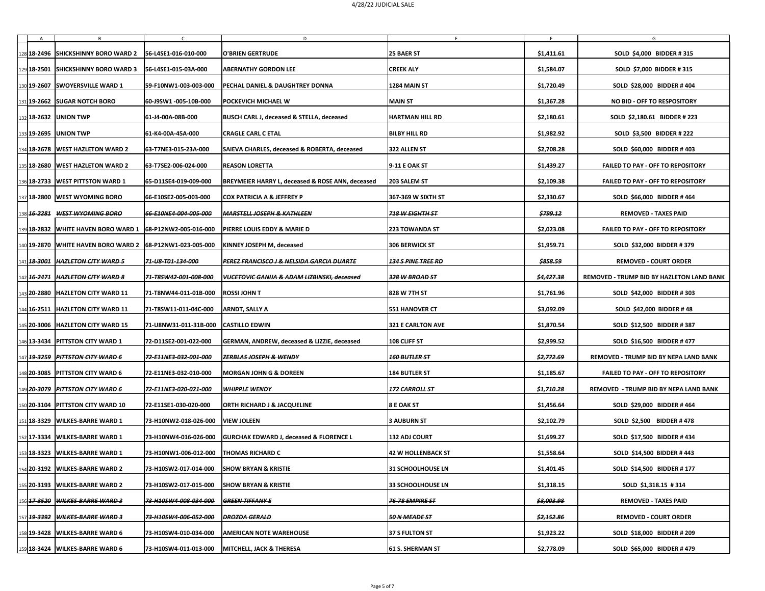# 4/28/22 JUDICIAL SALE

| | A | B | C | D | E | F | G |
|---|---|---|---|---|---|---|---|
| 128 | 18-2496 | SHICKSHINNY BORO WARD 2 | 56-L4SE1-016-010-000 | O'BRIEN GERTRUDE | 25 BAER ST | $1,411.61 | SOLD $4,000 BIDDER # 315 |
| 129 | 18-2501 | SHICKSHINNY BORO WARD 3 | 56-L4SE1-015-03A-000 | ABERNATHY GORDON LEE | CREEK ALY | $1,584.07 | SOLD $7,000 BIDDER # 315 |
| 130 | 19-2607 | SWOYERSVILLE WARD 1 | 59-F10NW1-003-003-000 | PECHAL DANIEL & DAUGHTREY DONNA | 1284 MAIN ST | $1,720.49 | SOLD $28,000 BIDDER # 404 |
| 131 | 19-2662 | SUGAR NOTCH BORO | 60-J9SW1 -005-10B-000 | POCKEVICH MICHAEL W | MAIN ST | $1,367.28 | NO BID - OFF TO RESPOSITORY |
| 132 | 18-2632 | UNION TWP | 61-J4-00A-08B-000 | BUSCH CARL J, deceased & STELLA, deceased | HARTMAN HILL RD | $2,180.61 | SOLD $2,180.61 BIDDER # 223 |
| 133 | 19-2695 | UNION TWP | 61-K4-00A-45A-000 | CRAGLE CARL C ETAL | BILBY HILL RD | $1,982.92 | SOLD $3,500 BIDDER # 222 |
| 134 | 18-2678 | WEST HAZLETON WARD 2 | 63-T7NE3-015-23A-000 | SAIEVA CHARLES, deceased & ROBERTA, deceased | 322 ALLEN ST | $2,708.28 | SOLD $60,000 BIDDER # 403 |
| 135 | 18-2680 | WEST HAZLETON WARD 2 | 63-T7SE2-006-024-000 | REASON LORETTA | 9-11 E OAK ST | $1,439.27 | FAILED TO PAY - OFF TO REPOSITORY |
| 136 | 18-2733 | WEST PITTSTON WARD 1 | 65-D11SE4-019-009-000 | BREYMEIER HARRY L, deceased & ROSE ANN, deceased | 203 SALEM ST | $2,109.38 | FAILED TO PAY - OFF TO REPOSITORY |
| 137 | 18-2800 | WEST WYOMING BORO | 66-E10SE2-005-003-000 | COX PATRICIA A & JEFFREY P | 367-369 W SIXTH ST | $2,330.67 | SOLD $66,000 BIDDER # 464 |
| 138 | ~~16-2281~~ | ~~WEST WYOMING BORO~~ | ~~66-E10NE4-004-005-000~~ | ~~MARSTELL JOSEPH & KATHLEEN~~ | ~~718 W EIGHTH ST~~ | ~~$799.12~~ | REMOVED - TAXES PAID |
| 139 | 18-2832 | WHITE HAVEN BORO WARD 1 | 68-P12NW2-005-016-000 | PIERRE LOUIS EDDY & MARIE D | 223 TOWANDA ST | $2,023.08 | FAILED TO PAY - OFF TO REPOSITORY |
| 140 | 19-2870 | WHITE HAVEN BORO WARD 2 | 68-P12NW1-023-005-000 | KINNEY JOSEPH M, deceased | 306 BERWICK ST | $1,959.71 | SOLD $32,000 BIDDER # 379 |
| 141 | ~~18-3001~~ | ~~HAZLETON CITY WARD 5~~ | ~~71-U8-T01-134-000~~ | ~~PEREZ FRANCISCO J & NELSIDA GARCIA DUARTE~~ | ~~134 S PINE TREE RD~~ | ~~$858.59~~ | REMOVED - COURT ORDER |
| 142 | ~~16-2471~~ | ~~HAZLETON CITY WARD 8~~ | ~~71-T8SW42-001-008-000~~ | ~~VUCETOVIC GANIJA & ADAM LIZBINSKI, deceased~~ | ~~328 W BROAD ST~~ | ~~$4,427.38~~ | REMOVED - TRUMP BID BY HAZLETON LAND BANK |
| 143 | 20-2880 | HAZLETON CITY WARD 11 | 71-T8NW44-011-01B-000 | ROSSI JOHN T | 828 W 7TH ST | $1,761.96 | SOLD $42,000 BIDDER # 303 |
| 144 | 16-2511 | HAZLETON CITY WARD 11 | 71-T8SW11-011-04C-000 | ARNDT, SALLY A | 551 HANOVER CT | $3,092.09 | SOLD $42,000 BIDDER # 48 |
| 145 | 20-3006 | HAZLETON CITY WARD 15 | 71-U8NW31-011-31B-000 | CASTILLO EDWIN | 321 E CARLTON AVE | $1,870.54 | SOLD $12,500 BIDDER # 387 |
| 146 | 13-3434 | PITTSTON CITY WARD 1 | 72-D11SE2-001-022-000 | GERMAN, ANDREW, deceased & LIZZIE, deceased | 108 CLIFF ST | $2,999.52 | SOLD $16,500 BIDDER # 477 |
| 147 | ~~19-3259~~ | ~~PITTSTON CITY WARD 6~~ | ~~72-E11NE3-032-001-000~~ | ~~ZERBLAS JOSEPH & WENDY~~ | ~~160 BUTLER ST~~ | ~~$2,772.69~~ | REMOVED - TRUMP BID BY NEPA LAND BANK |
| 148 | 20-3085 | PITTSTON CITY WARD 6 | 72-E11NE3-032-010-000 | MORGAN JOHN G & DOREEN | 184 BUTLER ST | $1,185.67 | FAILED TO PAY - OFF TO REPOSITORY |
| 149 | ~~20-3079~~ | ~~PITTSTON CITY WARD 6~~ | ~~72-E11NE3-020-021-000~~ | ~~WHIPPLE WENDY~~ | ~~172 CARROLL ST~~ | ~~$1,710.28~~ | REMOVED - TRUMP BID BY NEPA LAND BANK |
| 150 | 20-3104 | PITTSTON CITY WARD 10 | 72-E11SE1-030-020-000 | ORTH RICHARD J & JACQUELINE | 8 E OAK ST | $1,456.64 | SOLD $29,000 BIDDER # 464 |
| 151 | 18-3329 | WILKES-BARRE WARD 1 | 73-H10NW2-018-026-000 | VIEW JOLEEN | 3 AUBURN ST | $2,102.79 | SOLD $2,500 BIDDER # 478 |
| 152 | 17-3334 | WILKES-BARRE WARD 1 | 73-H10NW4-016-026-000 | GURCHAK EDWARD J, deceased & FLORENCE L | 132 ADJ COURT | $1,699.27 | SOLD $17,500 BIDDER # 434 |
| 153 | 18-3323 | WILKES-BARRE WARD 1 | 73-H10NW1-006-012-000 | THOMAS RICHARD C | 42 W HOLLENBACK ST | $1,558.64 | SOLD $14,500 BIDDER # 443 |
| 154 | 20-3192 | WILKES-BARRE WARD 2 | 73-H10SW2-017-014-000 | SHOW BRYAN & KRISTIE | 31 SCHOOLHOUSE LN | $1,401.45 | SOLD $14,500 BIDDER # 177 |
| 155 | 20-3193 | WILKES-BARRE WARD 2 | 73-H10SW2-017-015-000 | SHOW BRYAN & KRISTIE | 33 SCHOOLHOUSE LN | $1,318.15 | SOLD $1,318.15 # 314 |
| 156 | ~~17-3520~~ | ~~WILKES-BARRE WARD 3~~ | ~~73-H10SW4-008-034-000~~ | ~~GREEN TIFFANY E~~ | ~~76-78 EMPIRE ST~~ | ~~$3,003.98~~ | REMOVED - TAXES PAID |
| 157 | ~~19-3392~~ | ~~WILKES-BARRE WARD 3~~ | ~~73-H10SW4-006-052-000~~ | ~~DROZDA GERALD~~ | ~~50 N MEADE ST~~ | ~~$2,152.86~~ | REMOVED - COURT ORDER |
| 158 | 19-3428 | WILKES-BARRE WARD 6 | 73-H10SW4-010-034-000 | AMERICAN NOTE WAREHOUSE | 37 S FULTON ST | $1,923.22 | SOLD $18,000 BIDDER # 209 |
| 159 | 18-3424 | WILKES-BARRE WARD 6 | 73-H10SW4-011-013-000 | MITCHELL, JACK & THERESA | 61 S. SHERMAN ST | $2,778.09 | SOLD $65,000 BIDDER # 479 |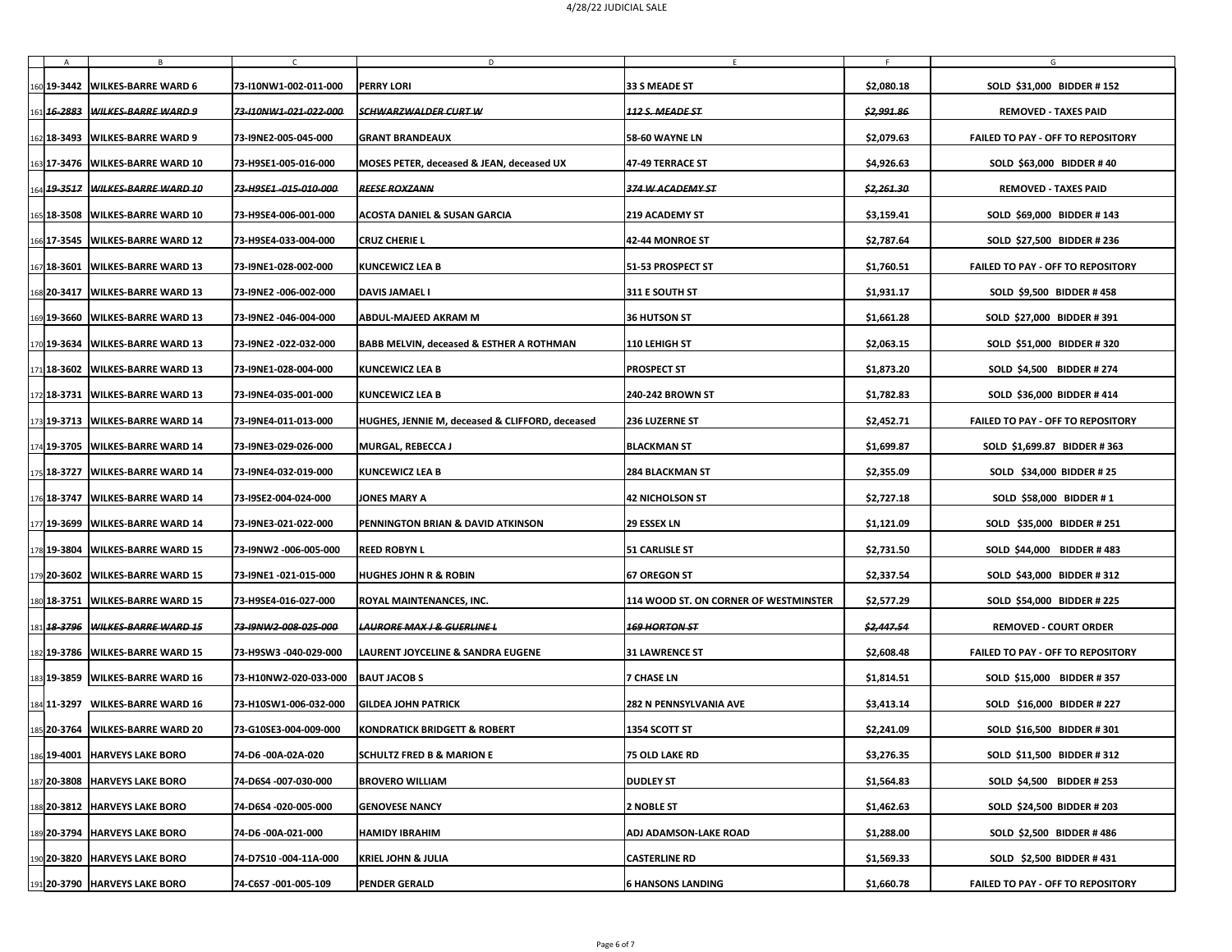| | A | B | C | D | E | F | G |
|---|---|---|---|---|---|---|---|
| 160 | 19-3442 | WILKES-BARRE WARD 6 | 73-I10NW1-002-011-000 | PERRY LORI | 33 S MEADE ST | $2,080.18 | SOLD $31,000 BIDDER # 152 |
| 161 | ~~16-2883~~ | ~~WILKES-BARRE WARD 9~~ | ~~73-I10NW1-021-022-000~~ | ~~SCHWARZWALDER CURT W~~ | ~~112 S. MEADE ST~~ | ~~$2,991.86~~ | REMOVED - TAXES PAID |
| 162 | 18-3493 | WILKES-BARRE WARD 9 | 73-I9NE2-005-045-000 | GRANT BRANDEAUX | 58-60 WAYNE LN | $2,079.63 | FAILED TO PAY - OFF TO REPOSITORY |
| 163 | 17-3476 | WILKES-BARRE WARD 10 | 73-H9SE1-005-016-000 | MOSES PETER, deceased & JEAN, deceased UX | 47-49 TERRACE ST | $4,926.63 | SOLD $63,000 BIDDER # 40 |
| 164 | ~~19-3517~~ | ~~WILKES-BARRE WARD 10~~ | ~~73-H9SE1 -015-010-000~~ | ~~REESE ROXZANN~~ | ~~374 W ACADEMY ST~~ | ~~$2,261.30~~ | REMOVED - TAXES PAID |
| 165 | 18-3508 | WILKES-BARRE WARD 10 | 73-H9SE4-006-001-000 | ACOSTA DANIEL & SUSAN GARCIA | 219 ACADEMY ST | $3,159.41 | SOLD $69,000 BIDDER # 143 |
| 166 | 17-3545 | WILKES-BARRE WARD 12 | 73-H9SE4-033-004-000 | CRUZ CHERIE L | 42-44 MONROE ST | $2,787.64 | SOLD $27,500 BIDDER # 236 |
| 167 | 18-3601 | WILKES-BARRE WARD 13 | 73-I9NE1-028-002-000 | KUNCEWICZ LEA B | 51-53 PROSPECT ST | $1,760.51 | FAILED TO PAY - OFF TO REPOSITORY |
| 168 | 20-3417 | WILKES-BARRE WARD 13 | 73-I9NE2 -006-002-000 | DAVIS JAMAEL I | 311 E SOUTH ST | $1,931.17 | SOLD $9,500 BIDDER # 458 |
| 169 | 19-3660 | WILKES-BARRE WARD 13 | 73-I9NE2 -046-004-000 | ABDUL-MAJEED AKRAM M | 36 HUTSON ST | $1,661.28 | SOLD $27,000 BIDDER # 391 |
| 170 | 19-3634 | WILKES-BARRE WARD 13 | 73-I9NE2 -022-032-000 | BABB MELVIN, deceased & ESTHER A ROTHMAN | 110 LEHIGH ST | $2,063.15 | SOLD $51,000 BIDDER # 320 |
| 171 | 18-3602 | WILKES-BARRE WARD 13 | 73-I9NE1-028-004-000 | KUNCEWICZ LEA B | PROSPECT ST | $1,873.20 | SOLD $4,500 BIDDER # 274 |
| 172 | 18-3731 | WILKES-BARRE WARD 13 | 73-I9NE4-035-001-000 | KUNCEWICZ LEA B | 240-242 BROWN ST | $1,782.83 | SOLD $36,000 BIDDER # 414 |
| 173 | 19-3713 | WILKES-BARRE WARD 14 | 73-I9NE4-011-013-000 | HUGHES, JENNIE M, deceased & CLIFFORD, deceased | 236 LUZERNE ST | $2,452.71 | FAILED TO PAY - OFF TO REPOSITORY |
| 174 | 19-3705 | WILKES-BARRE WARD 14 | 73-I9NE3-029-026-000 | MURGAL, REBECCA J | BLACKMAN ST | $1,699.87 | SOLD $1,699.87 BIDDER # 363 |
| 175 | 18-3727 | WILKES-BARRE WARD 14 | 73-I9NE4-032-019-000 | KUNCEWICZ LEA B | 284 BLACKMAN ST | $2,355.09 | SOLD $34,000 BIDDER # 25 |
| 176 | 18-3747 | WILKES-BARRE WARD 14 | 73-I9SE2-004-024-000 | JONES MARY A | 42 NICHOLSON ST | $2,727.18 | SOLD $58,000 BIDDER # 1 |
| 177 | 19-3699 | WILKES-BARRE WARD 14 | 73-I9NE3-021-022-000 | PENNINGTON BRIAN & DAVID ATKINSON | 29 ESSEX LN | $1,121.09 | SOLD $35,000 BIDDER # 251 |
| 178 | 19-3804 | WILKES-BARRE WARD 15 | 73-I9NW2 -006-005-000 | REED ROBYN L | 51 CARLISLE ST | $2,731.50 | SOLD $44,000 BIDDER # 483 |
| 179 | 20-3602 | WILKES-BARRE WARD 15 | 73-I9NE1 -021-015-000 | HUGHES JOHN R & ROBIN | 67 OREGON ST | $2,337.54 | SOLD $43,000 BIDDER # 312 |
| 180 | 18-3751 | WILKES-BARRE WARD 15 | 73-H9SE4-016-027-000 | ROYAL MAINTENANCES, INC. | 114 WOOD ST. ON CORNER OF WESTMINSTER | $2,577.29 | SOLD $54,000 BIDDER # 225 |
| 181 | ~~18-3796~~ | ~~WILKES-BARRE WARD 15~~ | ~~73-I9NW2-008-025-000~~ | ~~LAURORE MAX J & GUERLINE L~~ | ~~169 HORTON ST~~ | ~~$2,447.54~~ | REMOVED - COURT ORDER |
| 182 | 19-3786 | WILKES-BARRE WARD 15 | 73-H9SW3 -040-029-000 | LAURENT JOYCELINE & SANDRA EUGENE | 31 LAWRENCE ST | $2,608.48 | FAILED TO PAY - OFF TO REPOSITORY |
| 183 | 19-3859 | WILKES-BARRE WARD 16 | 73-H10NW2-020-033-000 | BAUT JACOB S | 7 CHASE LN | $1,814.51 | SOLD $15,000 BIDDER # 357 |
| 184 | 11-3297 | WILKES-BARRE WARD 16 | 73-H10SW1-006-032-000 | GILDEA JOHN PATRICK | 282 N PENNSYLVANIA AVE | $3,413.14 | SOLD $16,000 BIDDER # 227 |
| 185 | 20-3764 | WILKES-BARRE WARD 20 | 73-G10SE3-004-009-000 | KONDRATICK BRIDGETT & ROBERT | 1354 SCOTT ST | $2,241.09 | SOLD $16,500 BIDDER # 301 |
| 186 | 19-4001 | HARVEYS LAKE BORO | 74-D6 -00A-02A-020 | SCHULTZ FRED B & MARION E | 75 OLD LAKE RD | $3,276.35 | SOLD $11,500 BIDDER # 312 |
| 187 | 20-3808 | HARVEYS LAKE BORO | 74-D6S4 -007-030-000 | BROVERO WILLIAM | DUDLEY ST | $1,564.83 | SOLD $4,500 BIDDER # 253 |
| 188 | 20-3812 | HARVEYS LAKE BORO | 74-D6S4 -020-005-000 | GENOVESE NANCY | 2 NOBLE ST | $1,462.63 | SOLD $24,500 BIDDER # 203 |
| 189 | 20-3794 | HARVEYS LAKE BORO | 74-D6 -00A-021-000 | HAMIDY IBRAHIM | ADJ ADAMSON-LAKE ROAD | $1,288.00 | SOLD $2,500 BIDDER # 486 |
| 190 | 20-3820 | HARVEYS LAKE BORO | 74-D7S10 -004-11A-000 | KRIEL JOHN & JULIA | CASTERLINE RD | $1,569.33 | SOLD $2,500 BIDDER # 431 |
| 191 | 20-3790 | HARVEYS LAKE BORO | 74-C6S7 -001-005-109 | PENDER GERALD | 6 HANSONS LANDING | $1,660.78 | FAILED TO PAY - OFF TO REPOSITORY |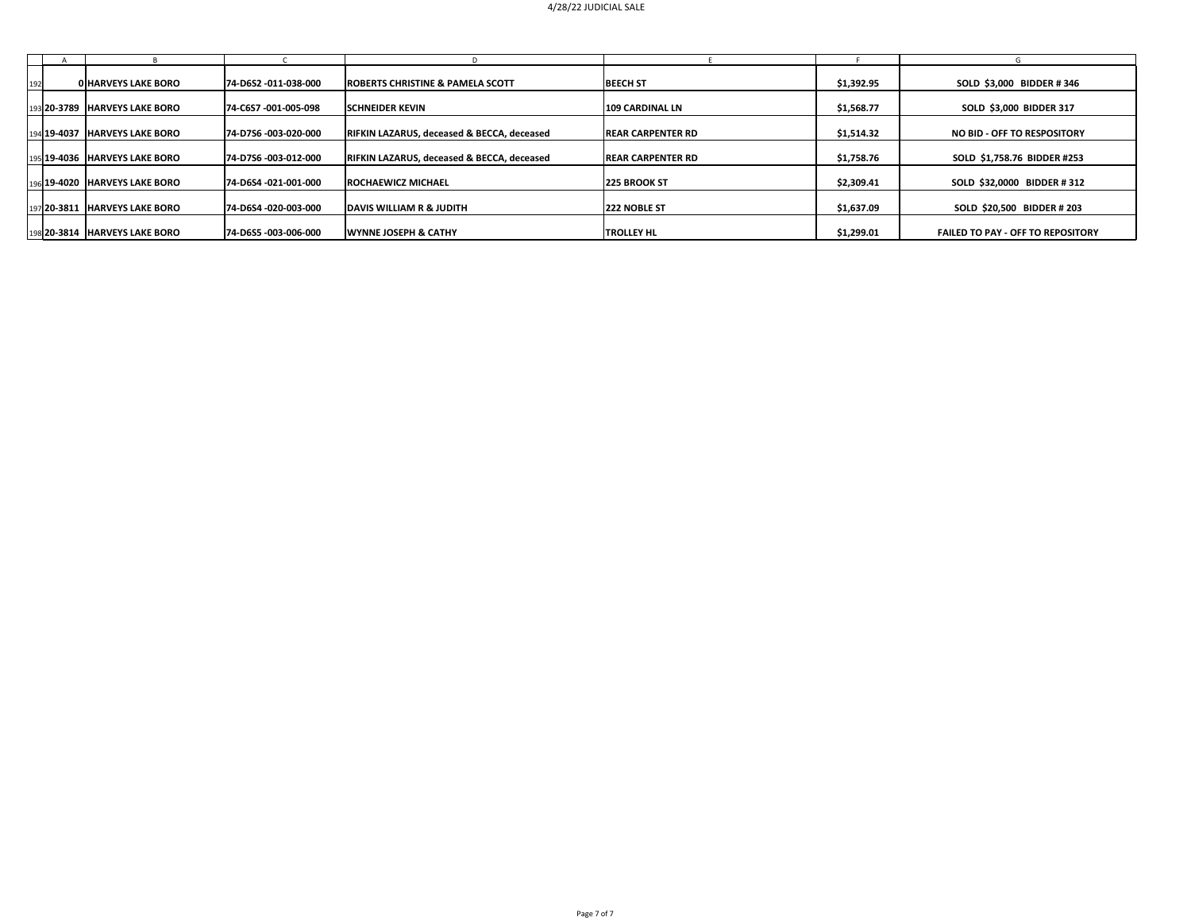| | A | B | C | D | E | F | G |
|---|---|---|---|---|---|---|---|
| 192 | 0 | HARVEYS LAKE BORO | 74-D6S2 -011-038-000 | ROBERTS CHRISTINE & PAMELA SCOTT | BEECH ST | $1,392.95 | SOLD $3,000 BIDDER # 346 |
| 193 | 20-3789 | HARVEYS LAKE BORO | 74-C6S7 -001-005-098 | SCHNEIDER KEVIN | 109 CARDINAL LN | $1,568.77 | SOLD $3,000 BIDDER 317 |
| 194 | 19-4037 | HARVEYS LAKE BORO | 74-D7S6 -003-020-000 | RIFKIN LAZARUS, deceased & BECCA, deceased | REAR CARPENTER RD | $1,514.32 | NO BID - OFF TO RESPOSITORY |
| 195 | 19-4036 | HARVEYS LAKE BORO | 74-D7S6 -003-012-000 | RIFKIN LAZARUS, deceased & BECCA, deceased | REAR CARPENTER RD | $1,758.76 | SOLD $1,758.76 BIDDER #253 |
| 196 | 19-4020 | HARVEYS LAKE BORO | 74-D6S4 -021-001-000 | ROCHAEWICZ MICHAEL | 225 BROOK ST | $2,309.41 | SOLD $32,0000 BIDDER # 312 |
| 197 | 20-3811 | HARVEYS LAKE BORO | 74-D6S4 -020-003-000 | DAVIS WILLIAM R & JUDITH | 222 NOBLE ST | $1,637.09 | SOLD $20,500 BIDDER # 203 |
| 198 | 20-3814 | HARVEYS LAKE BORO | 74-D6S5 -003-006-000 | WYNNE JOSEPH & CATHY | TROLLEY HL | $1,299.01 | FAILED TO PAY - OFF TO REPOSITORY |